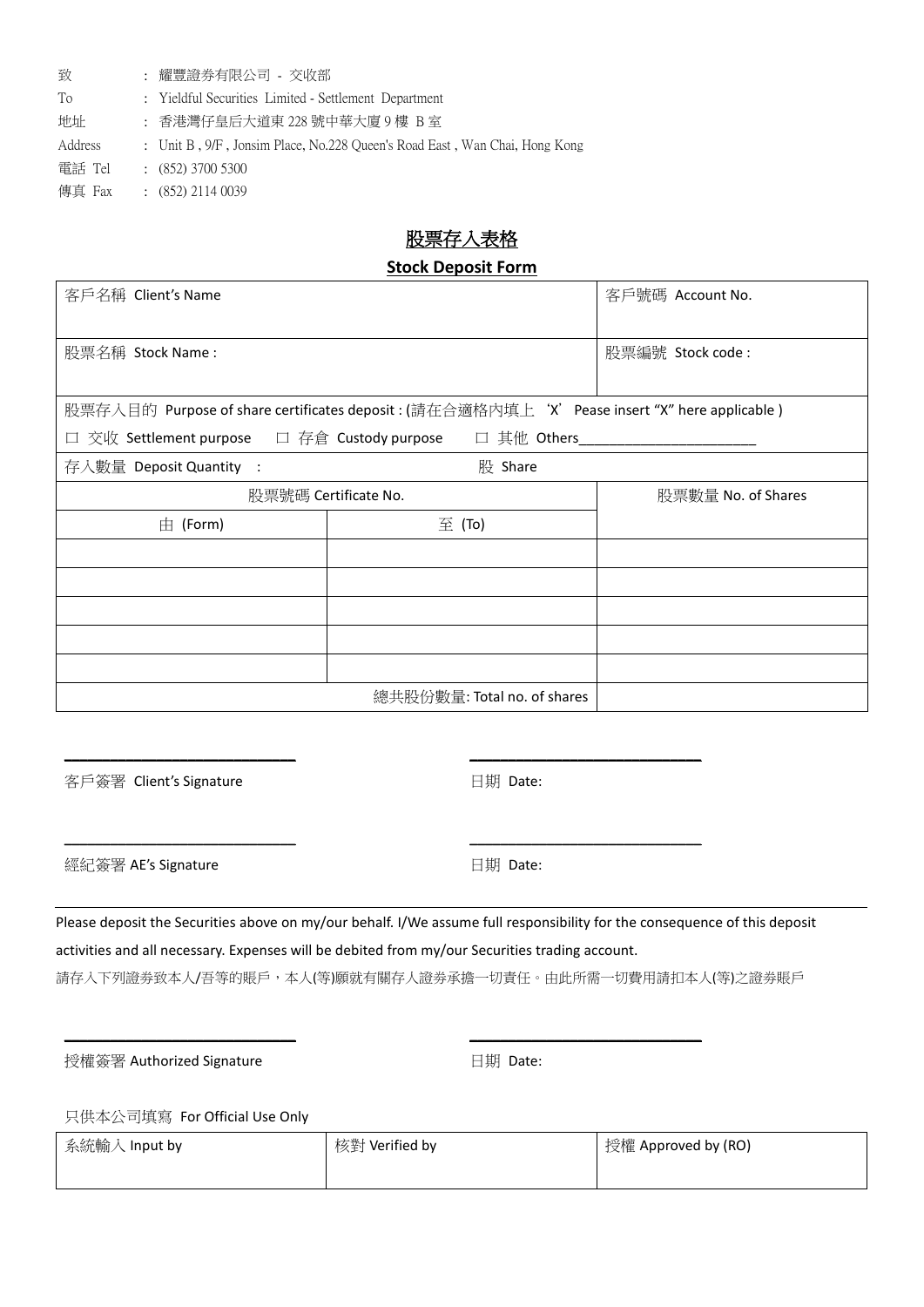致 : 耀豐證券有限公司 - 交收部

To : Yieldful Securities Limited - Settlement Department

地址 : 香港灣仔皇后大道東 228 號中華大廈 9 樓 B 室

Address : Unit B , 9/F , Jonsim Place, No.228 Queen's Road East , Wan Chai, Hong Kong

電話 Tel : (852) 3700 5300

傳真 Fax : (852) 2114 0039

# 股票存入表格

## Stock Deposit Form

| 客戶名稱 Client's Name | | 客戶號碼 Account No. |
|---|---|---|
| 股票名稱 Stock Name : | | 股票編號 Stock code : |
| 股票存入目的 Purpose of share certificates deposit : (請在合適格內填上 'X' Pease insert "X" here applicable ) | | |
| □ 交收 Settlement purpose □ 存倉 Custody purpose □ 其他 Others______________________ | | |
| 存入數量 Deposit Quantity : | 股 Share | |
| 股票號碼 Certificate No. | | 股票數量 No. of Shares |
| 由 (Form) | 至 (To) | |
| | | |
| | | |
| | | |
| | | |
| | | |
| | 總共股份數量: Total no. of shares | |

______________________________ ______________________________

客戶簽署 Client's Signature 日期 Date:

______________________________ ______________________________

經紀簽署 AE's Signature 日期 Date:

---

Please deposit the Securities above on my/our behalf. I/We assume full responsibility for the consequence of this deposit activities and all necessary. Expenses will be debited from my/our Securities trading account.

請存入下列證券致本人/吾等的賬戶，本人(等)願就有關存人證券承擔一切責任。由此所需一切費用請扣本人(等)之證券賬戶

______________________________ ______________________________

授權簽署 Authorized Signature 日期 Date:

只供本公司填寫 For Official Use Only

| 系統輸入 Input by | 核對 Verified by | 授權 Approved by (RO) |
|---|---|---|
| | | |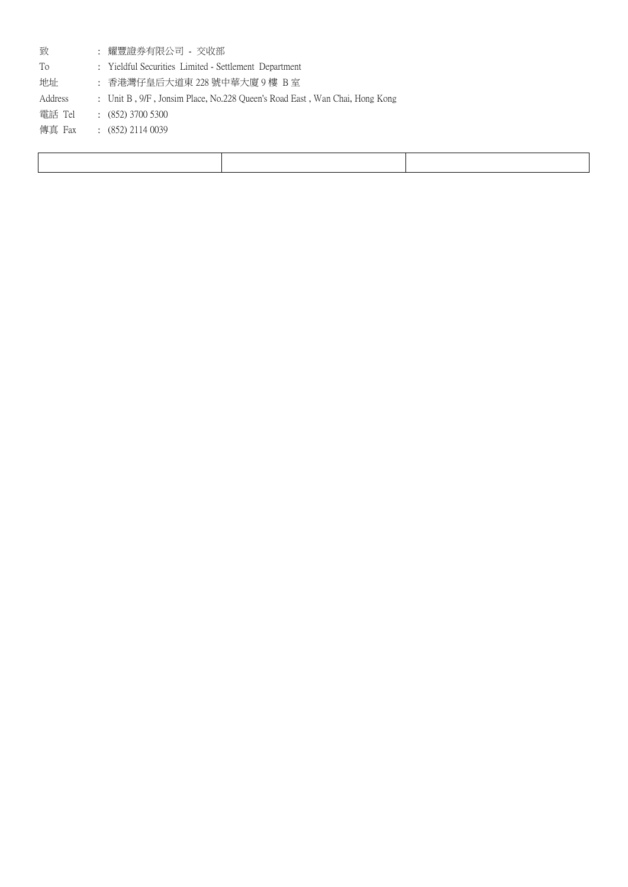| | |
|---|---|
| 致 | : 耀豐證券有限公司 - 交收部 |
| To | : Yieldful Securities Limited - Settlement Department |
| 地址 | : 香港灣仔皇后大道東 228 號中華大廈 9 樓 B 室 |
| Address | : Unit B , 9/F , Jonsim Place, No.228 Queen's Road East , Wan Chai, Hong Kong |
| 電話 Tel | : (852) 3700 5300 |
| 傳真 Fax | : (852) 2114 0039 |

| | | |
|---|---|---|
| | | |